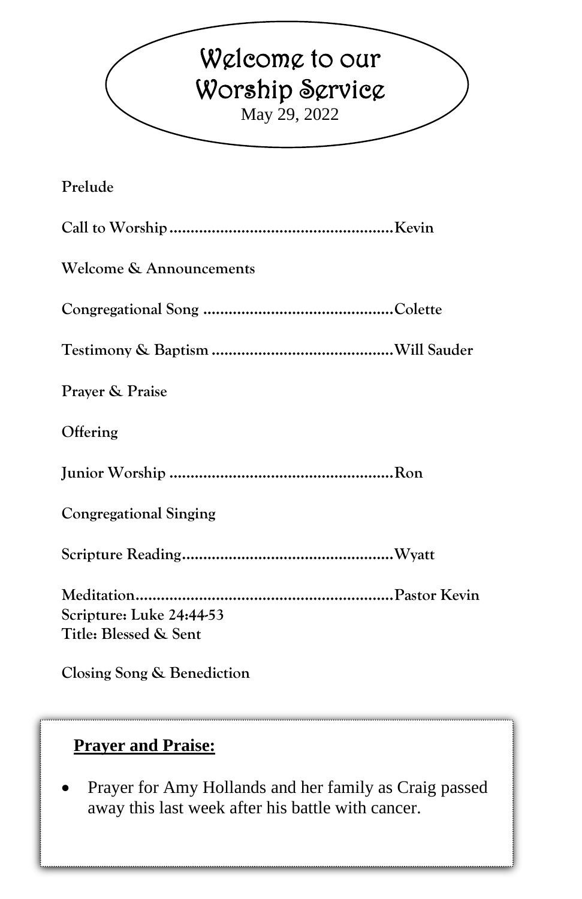# Welcome to our Worship Service

May 29, 2022

**Prelude**

**Call to Worship ....................................................Kevin**

**Welcome & Announcements**

**Congregational Song ............................................Colette**

**Testimony & Baptism ..........................................Will Sauder**

**Prayer & Praise**

**Offering**

**Junior Worship .....................................................Ron**

**Congregational Singing**

**Scripture Reading.................................................Wyatt**

**Meditation............................................................Pastor Kevin**
**Scripture: Luke 24:44-53**
**Title: Blessed & Sent**

**Closing Song & Benediction**

**Prayer and Praise:**

- Prayer for Amy Hollands and her family as Craig passed away this last week after his battle with cancer.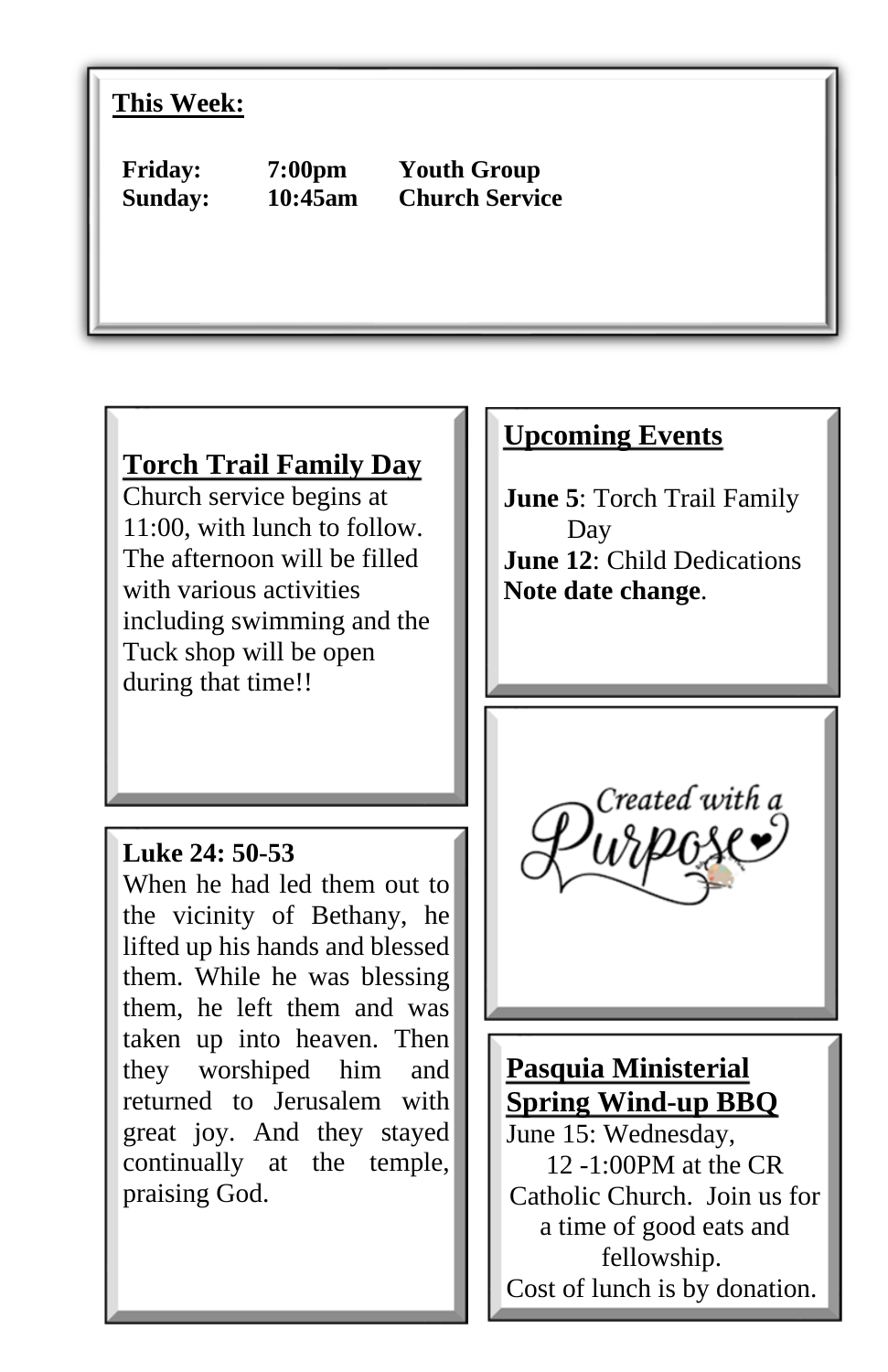**This Week:**

| | | |
|---|---|---|
| **Friday:** | **7:00pm** | **Youth Group** |
| **Sunday:** | **10:45am** | **Church Service** |

**Torch Trail Family Day**

Church service begins at 11:00, with lunch to follow. The afternoon will be filled with various activities including swimming and the Tuck shop will be open during that time!!

**Upcoming Events**

**June 5**: Torch Trail Family Day
**June 12**: Child Dedications
**Note date change**.

Created with a Purpose

**Luke 24: 50-53**

When he had led them out to the vicinity of Bethany, he lifted up his hands and blessed them. While he was blessing them, he left them and was taken up into heaven. Then they worshiped him and returned to Jerusalem with great joy. And they stayed continually at the temple, praising God.

**Pasquia Ministerial Spring Wind-up BBQ**

June 15: Wednesday,
12 -1:00PM at the CR Catholic Church. Join us for a time of good eats and fellowship.
Cost of lunch is by donation.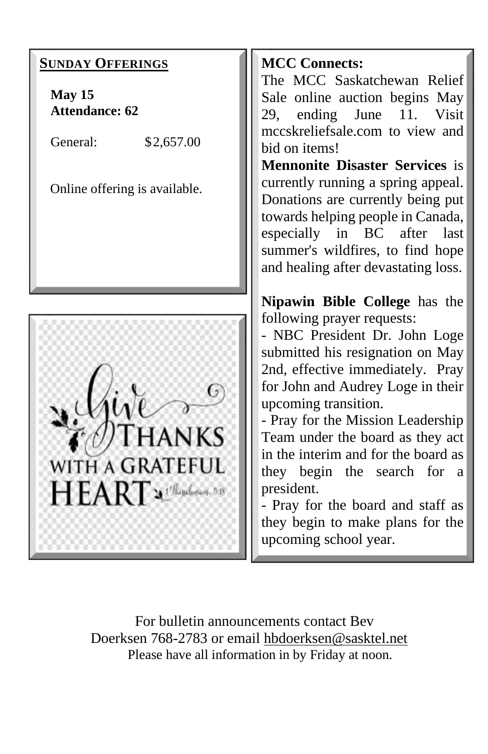## SUNDAY OFFERINGS

**May 15**
**Attendance: 62**

General: $2,657.00

Online offering is available.

Give THANKS WITH A GRATEFUL HEART 1 Thessalonians 5:18

**MCC Connects:**
The MCC Saskatchewan Relief Sale online auction begins May 29, ending June 11. Visit mccskreliefsale.com to view and bid on items!

**Mennonite Disaster Services** is currently running a spring appeal. Donations are currently being put towards helping people in Canada, especially in BC after last summer's wildfires, to find hope and healing after devastating loss.

**Nipawin Bible College** has the following prayer requests:

- NBC President Dr. John Loge submitted his resignation on May 2nd, effective immediately. Pray for John and Audrey Loge in their upcoming transition.
- Pray for the Mission Leadership Team under the board as they act in the interim and for the board as they begin the search for a president.
- Pray for the board and staff as they begin to make plans for the upcoming school year.

For bulletin announcements contact Bev Doerksen 768-2783 or email hbdoerksen@sasktel.net
Please have all information in by Friday at noon.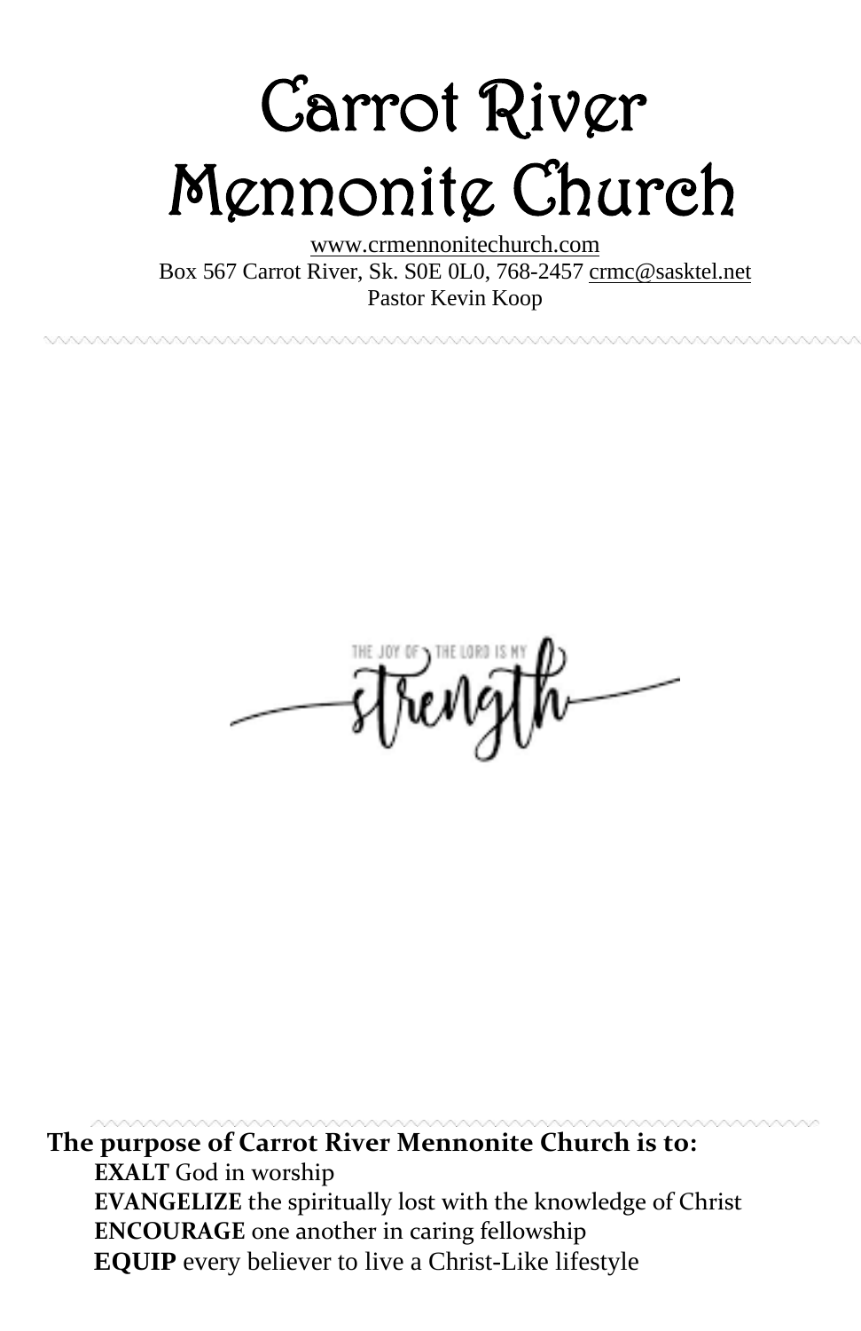# Carrot River Mennonite Church

www.crmennonitechurch.com
Box 567 Carrot River, Sk. S0E 0L0, 768-2457 crmc@sasktel.net
Pastor Kevin Koop

THE JOY OF THE LORD IS MY strength

**The purpose of Carrot River Mennonite Church is to:**

**EXALT** God in worship
**EVANGELIZE** the spiritually lost with the knowledge of Christ
**ENCOURAGE** one another in caring fellowship
**EQUIP** every believer to live a Christ-Like lifestyle